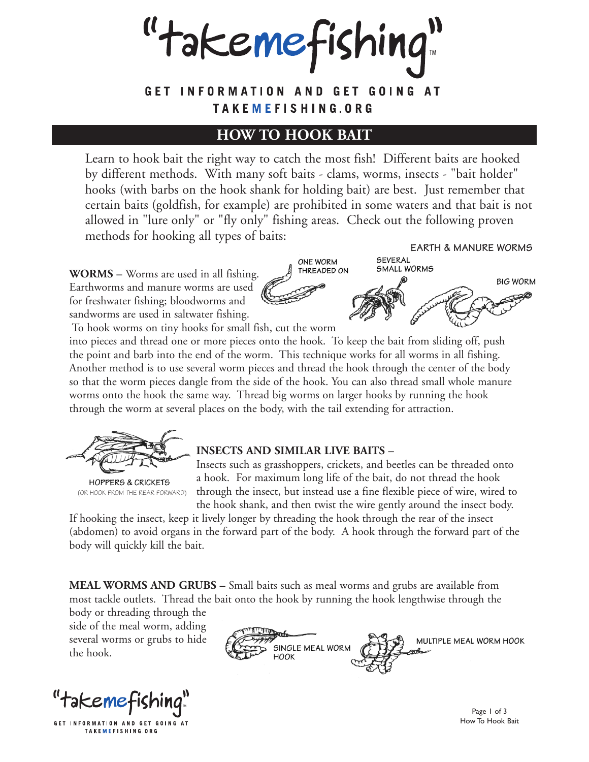# "takemefishing"

**GET INFORMATION AND GET GOING AT TAKEMEFISHING.ORG**

## HOW TO HOOK BAIT

Learn to hook bait the right way to catch the most fish! Different baits are hooked by different methods. With many soft baits - clams, worms, insects - "bait holder" hooks (with barbs on the hook shank for holding bait) are best. Just remember that certain baits (goldfish, for example) are prohibited in some waters and that bait is not allowed in "lure only" or "fly only" fishing areas. Check out the following proven methods for hooking all types of baits:

EARTH & MANURE WORMS

ONE WORM THREADED ON

SEVERAL SMALL WORMS

BIG WORM

**WORMS –** Worms are used in all fishing. Earthworms and manure worms are used for freshwater fishing; bloodworms and sandworms are used in saltwater fishing. To hook worms on tiny hooks for small fish, cut the worm into pieces and thread one or more pieces onto the hook. To keep the bait from sliding off, push the point and barb into the end of the worm. This technique works for all worms in all fishing. Another method is to use several worm pieces and thread the hook through the center of the body so that the worm pieces dangle from the side of the hook. You can also thread small whole manure worms onto the hook the same way. Thread big worms on larger hooks by running the hook through the worm at several places on the body, with the tail extending for attraction.

HOPPERS & CRICKETS
(OR HOOK FROM THE REAR FORWARD)

**INSECTS AND SIMILAR LIVE BAITS –**
Insects such as grasshoppers, crickets, and beetles can be threaded onto a hook. For maximum long life of the bait, do not thread the hook through the insect, but instead use a fine flexible piece of wire, wired to the hook shank, and then twist the wire gently around the insect body. If hooking the insect, keep it lively longer by threading the hook through the rear of the insect (abdomen) to avoid organs in the forward part of the body. A hook through the forward part of the body will quickly kill the bait.

**MEAL WORMS AND GRUBS –** Small baits such as meal worms and grubs are available from most tackle outlets. Thread the bait onto the hook by running the hook lengthwise through the body or threading through the side of the meal worm, adding several worms or grubs to hide the hook.

SINGLE MEAL WORM HOOK

MULTIPLE MEAL WORM HOOK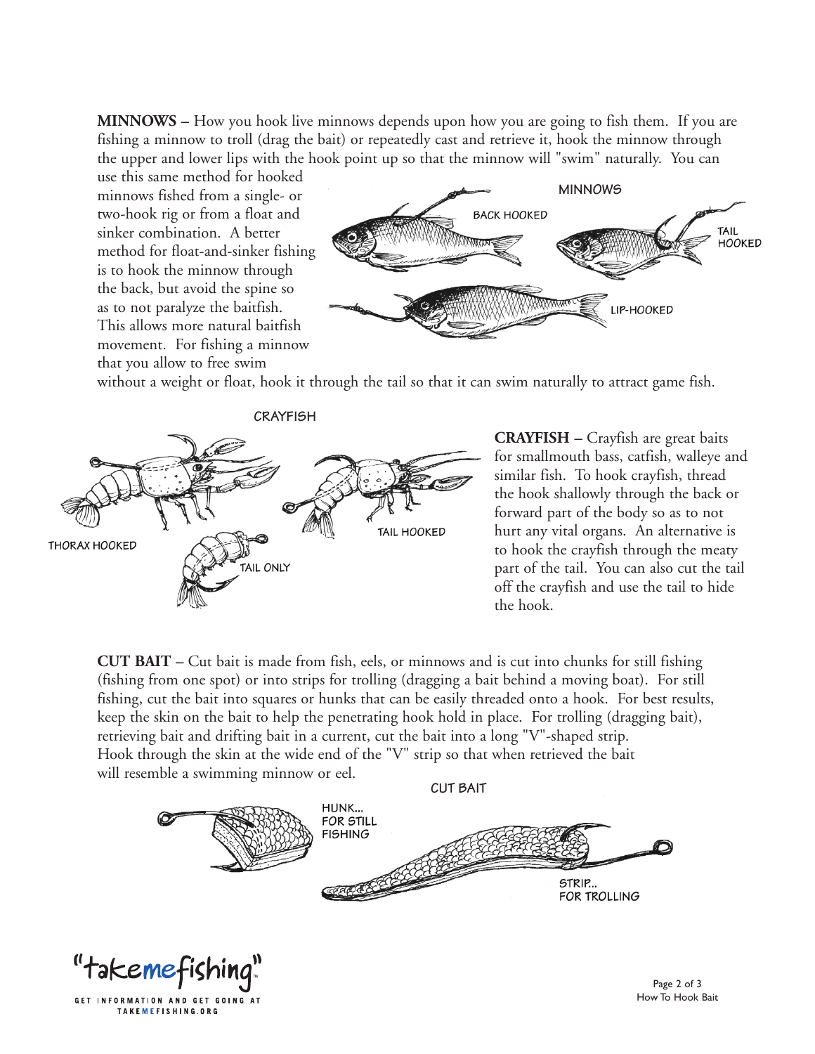**MINNOWS** – How you hook live minnows depends upon how you are going to fish them. If you are fishing a minnow to troll (drag the bait) or repeatedly cast and retrieve it, hook the minnow through the upper and lower lips with the hook point up so that the minnow will "swim" naturally. You can use this same method for hooked minnows fished from a single- or two-hook rig or from a float and sinker combination. A better method for float-and-sinker fishing is to hook the minnow through the back, but avoid the spine so as to not paralyze the baitfish. This allows more natural baitfish movement. For fishing a minnow that you allow to free swim without a weight or float, hook it through the tail so that it can swim naturally to attract game fish.

MINNOWS

BACK HOOKED

TAIL HOOKED

LIP-HOOKED

CRAYFISH

THORAX HOOKED

TAIL HOOKED

TAIL ONLY

**CRAYFISH** – Crayfish are great baits for smallmouth bass, catfish, walleye and similar fish. To hook crayfish, thread the hook shallowly through the back or forward part of the body so as to not hurt any vital organs. An alternative is to hook the crayfish through the meaty part of the tail. You can also cut the tail off the crayfish and use the tail to hide the hook.

**CUT BAIT** – Cut bait is made from fish, eels, or minnows and is cut into chunks for still fishing (fishing from one spot) or into strips for trolling (dragging a bait behind a moving boat). For still fishing, cut the bait into squares or hunks that can be easily threaded onto a hook. For best results, keep the skin on the bait to help the penetrating hook hold in place. For trolling (dragging bait), retrieving bait and drifting bait in a current, cut the bait into a long "V"-shaped strip. Hook through the skin at the wide end of the "V" strip so that when retrieved the bait will resemble a swimming minnow or eel.

CUT BAIT

HUNK... FOR STILL FISHING

STRIP... FOR TROLLING

"takemefishing"

GET INFORMATION AND GET GOING AT TAKEMEFISHING.ORG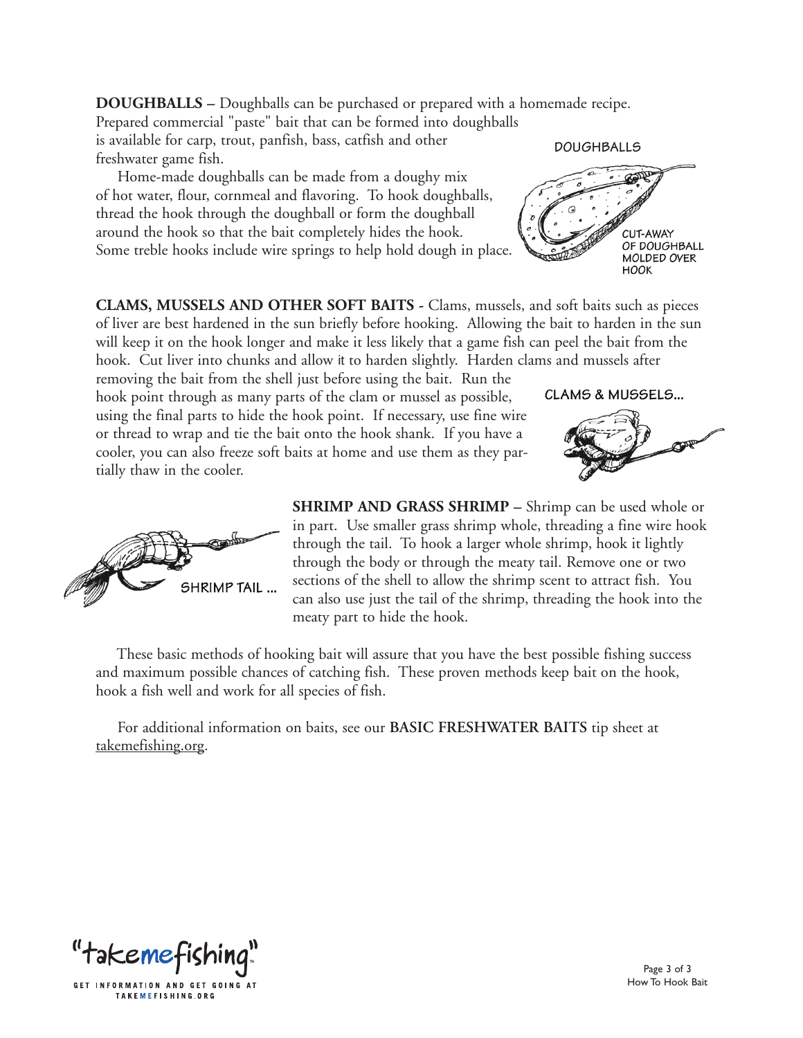**DOUGHBALLS –** Doughballs can be purchased or prepared with a homemade recipe. Prepared commercial "paste" bait that can be formed into doughballs is available for carp, trout, panfish, bass, catfish and other freshwater game fish.

Home-made doughballs can be made from a doughy mix of hot water, flour, cornmeal and flavoring. To hook doughballs, thread the hook through the doughball or form the doughball around the hook so that the bait completely hides the hook. Some treble hooks include wire springs to help hold dough in place.

DOUGHBALLS

CUT-AWAY OF DOUGHBALL MOLDED OVER HOOK

**CLAMS, MUSSELS AND OTHER SOFT BAITS -** Clams, mussels, and soft baits such as pieces of liver are best hardened in the sun briefly before hooking. Allowing the bait to harden in the sun will keep it on the hook longer and make it less likely that a game fish can peel the bait from the hook. Cut liver into chunks and allow it to harden slightly. Harden clams and mussels after removing the bait from the shell just before using the bait. Run the hook point through as many parts of the clam or mussel as possible, using the final parts to hide the hook point. If necessary, use fine wire or thread to wrap and tie the bait onto the hook shank. If you have a cooler, you can also freeze soft baits at home and use them as they partially thaw in the cooler.

CLAMS & MUSSELS...

SHRIMP TAIL ...

**SHRIMP AND GRASS SHRIMP –** Shrimp can be used whole or in part. Use smaller grass shrimp whole, threading a fine wire hook through the tail. To hook a larger whole shrimp, hook it lightly through the body or through the meaty tail. Remove one or two sections of the shell to allow the shrimp scent to attract fish. You can also use just the tail of the shrimp, threading the hook into the meaty part to hide the hook.

These basic methods of hooking bait will assure that you have the best possible fishing success and maximum possible chances of catching fish. These proven methods keep bait on the hook, hook a fish well and work for all species of fish.

For additional information on baits, see our **BASIC FRESHWATER BAITS** tip sheet at takemefishing.org.

"takemefishing"

GET INFORMATION AND GET GOING AT TAKEMEFISHING.ORG